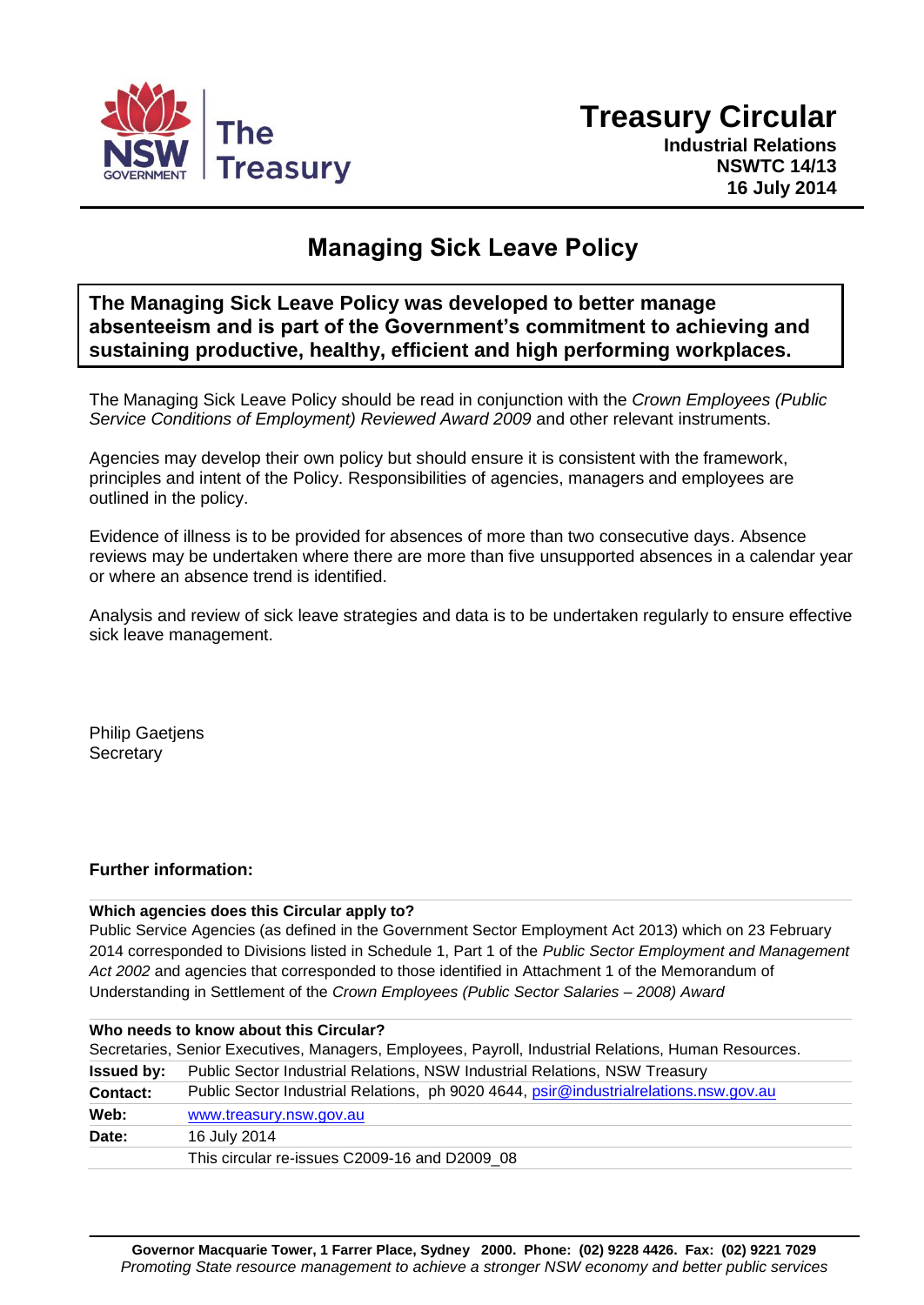NSW GOVERNMENT | The Treasury

# Treasury Circular

**Industrial Relations**
**NSWTC 14/13**
**16 July 2014**

## Managing Sick Leave Policy

**The Managing Sick Leave Policy was developed to better manage absenteeism and is part of the Government's commitment to achieving and sustaining productive, healthy, efficient and high performing workplaces.**

The Managing Sick Leave Policy should be read in conjunction with the *Crown Employees (Public Service Conditions of Employment) Reviewed Award 2009* and other relevant instruments.

Agencies may develop their own policy but should ensure it is consistent with the framework, principles and intent of the Policy. Responsibilities of agencies, managers and employees are outlined in the policy.

Evidence of illness is to be provided for absences of more than two consecutive days. Absence reviews may be undertaken where there are more than five unsupported absences in a calendar year or where an absence trend is identified.

Analysis and review of sick leave strategies and data is to be undertaken regularly to ensure effective sick leave management.

Philip Gaetjens
Secretary

### Further information:

**Which agencies does this Circular apply to?**
Public Service Agencies (as defined in the Government Sector Employment Act 2013) which on 23 February 2014 corresponded to Divisions listed in Schedule 1, Part 1 of the *Public Sector Employment and Management Act 2002* and agencies that corresponded to those identified in Attachment 1 of the Memorandum of Understanding in Settlement of the *Crown Employees (Public Sector Salaries – 2008) Award*

**Who needs to know about this Circular?**
Secretaries, Senior Executives, Managers, Employees, Payroll, Industrial Relations, Human Resources.

| | |
|---|---|
| **Issued by:** | Public Sector Industrial Relations, NSW Industrial Relations, NSW Treasury |
| **Contact:** | Public Sector Industrial Relations, ph 9020 4644, psir@industrialrelations.nsw.gov.au |
| **Web:** | www.treasury.nsw.gov.au |
| **Date:** | 16 July 2014 |
| | This circular re-issues C2009-16 and D2009_08 |

**Governor Macquarie Tower, 1 Farrer Place, Sydney 2000. Phone: (02) 9228 4426. Fax: (02) 9221 7029**
*Promoting State resource management to achieve a stronger NSW economy and better public services*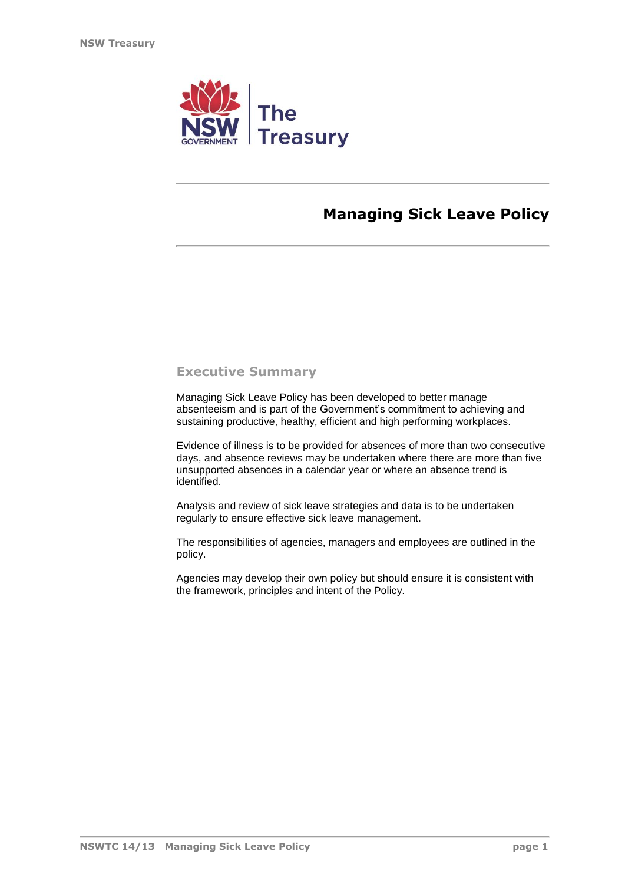# Managing Sick Leave Policy

## Executive Summary

Managing Sick Leave Policy has been developed to better manage absenteeism and is part of the Government's commitment to achieving and sustaining productive, healthy, efficient and high performing workplaces.

Evidence of illness is to be provided for absences of more than two consecutive days, and absence reviews may be undertaken where there are more than five unsupported absences in a calendar year or where an absence trend is identified.

Analysis and review of sick leave strategies and data is to be undertaken regularly to ensure effective sick leave management.

The responsibilities of agencies, managers and employees are outlined in the policy.

Agencies may develop their own policy but should ensure it is consistent with the framework, principles and intent of the Policy.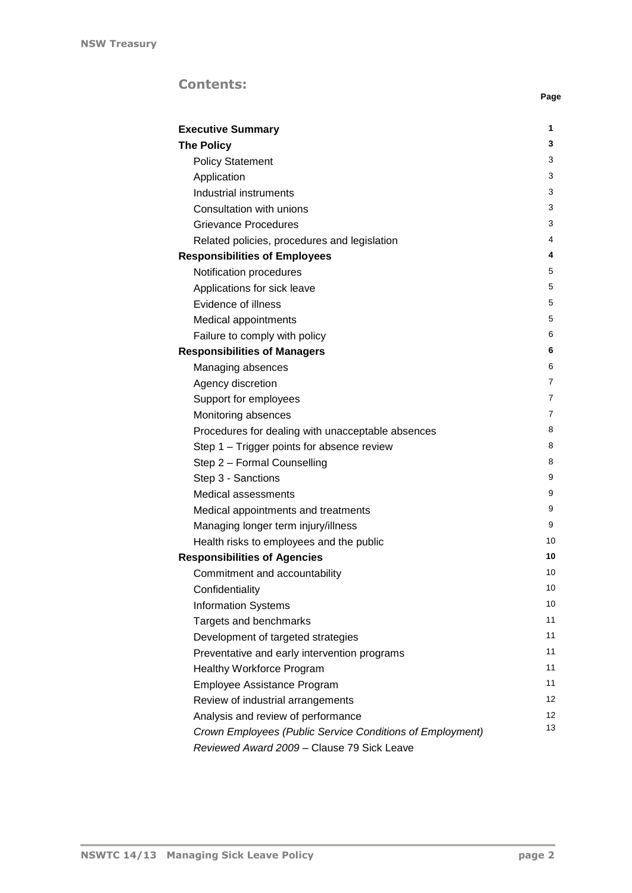## Contents:

| | Page |
|---|---|
| **Executive Summary** | **1** |
| **The Policy** | **3** |
| Policy Statement | 3 |
| Application | 3 |
| Industrial instruments | 3 |
| Consultation with unions | 3 |
| Grievance Procedures | 3 |
| Related policies, procedures and legislation | 4 |
| **Responsibilities of Employees** | **4** |
| Notification procedures | 5 |
| Applications for sick leave | 5 |
| Evidence of illness | 5 |
| Medical appointments | 5 |
| Failure to comply with policy | 6 |
| **Responsibilities of Managers** | **6** |
| Managing absences | 6 |
| Agency discretion | 7 |
| Support for employees | 7 |
| Monitoring absences | 7 |
| Procedures for dealing with unacceptable absences | 8 |
| Step 1 – Trigger points for absence review | 8 |
| Step 2 – Formal Counselling | 8 |
| Step 3 - Sanctions | 9 |
| Medical assessments | 9 |
| Medical appointments and treatments | 9 |
| Managing longer term injury/illness | 9 |
| Health risks to employees and the public | 10 |
| **Responsibilities of Agencies** | **10** |
| Commitment and accountability | 10 |
| Confidentiality | 10 |
| Information Systems | 10 |
| Targets and benchmarks | 11 |
| Development of targeted strategies | 11 |
| Preventative and early intervention programs | 11 |
| Healthy Workforce Program | 11 |
| Employee Assistance Program | 11 |
| Review of industrial arrangements | 12 |
| Analysis and review of performance | 12 |
| *Crown Employees (Public Service Conditions of Employment) Reviewed Award 2009* – Clause 79 Sick Leave | 13 |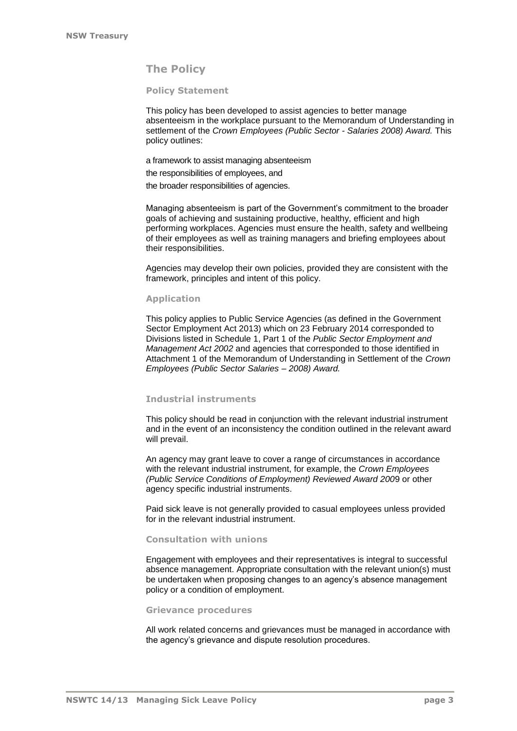## The Policy

### Policy Statement

This policy has been developed to assist agencies to better manage absenteeism in the workplace pursuant to the Memorandum of Understanding in settlement of the *Crown Employees (Public Sector - Salaries 2008) Award.* This policy outlines:

- a framework to assist managing absenteeism
- the responsibilities of employees, and
- the broader responsibilities of agencies.

Managing absenteeism is part of the Government's commitment to the broader goals of achieving and sustaining productive, healthy, efficient and high performing workplaces. Agencies must ensure the health, safety and wellbeing of their employees as well as training managers and briefing employees about their responsibilities.

Agencies may develop their own policies, provided they are consistent with the framework, principles and intent of this policy.

### Application

This policy applies to Public Service Agencies (as defined in the Government Sector Employment Act 2013) which on 23 February 2014 corresponded to Divisions listed in Schedule 1, Part 1 of the *Public Sector Employment and Management Act 2002* and agencies that corresponded to those identified in Attachment 1 of the Memorandum of Understanding in Settlement of the *Crown Employees (Public Sector Salaries – 2008) Award.*

### Industrial instruments

This policy should be read in conjunction with the relevant industrial instrument and in the event of an inconsistency the condition outlined in the relevant award will prevail.

An agency may grant leave to cover a range of circumstances in accordance with the relevant industrial instrument, for example, the *Crown Employees (Public Service Conditions of Employment) Reviewed Award 200*9 or other agency specific industrial instruments.

Paid sick leave is not generally provided to casual employees unless provided for in the relevant industrial instrument.

### Consultation with unions

Engagement with employees and their representatives is integral to successful absence management. Appropriate consultation with the relevant union(s) must be undertaken when proposing changes to an agency's absence management policy or a condition of employment.

### Grievance procedures

All work related concerns and grievances must be managed in accordance with the agency's grievance and dispute resolution procedures.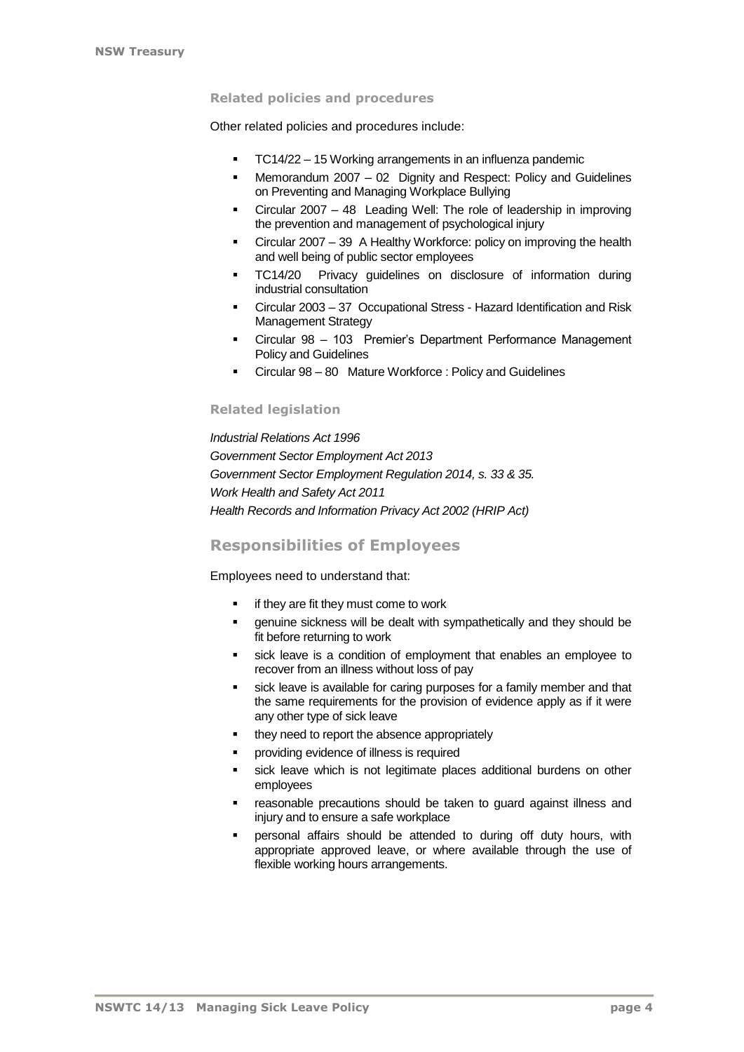### Related policies and procedures

Other related policies and procedures include:

- TC14/22 – 15 Working arrangements in an influenza pandemic
- Memorandum 2007 – 02 Dignity and Respect: Policy and Guidelines on Preventing and Managing Workplace Bullying
- Circular 2007 – 48 Leading Well: The role of leadership in improving the prevention and management of psychological injury
- Circular 2007 – 39 A Healthy Workforce: policy on improving the health and well being of public sector employees
- TC14/20 Privacy guidelines on disclosure of information during industrial consultation
- Circular 2003 – 37 Occupational Stress - Hazard Identification and Risk Management Strategy
- Circular 98 – 103 Premier's Department Performance Management Policy and Guidelines
- Circular 98 – 80 Mature Workforce : Policy and Guidelines

### Related legislation

*Industrial Relations Act 1996*
*Government Sector Employment Act 2013*
*Government Sector Employment Regulation 2014, s. 33 & 35.*
*Work Health and Safety Act 2011*
*Health Records and Information Privacy Act 2002 (HRIP Act)*

## Responsibilities of Employees

Employees need to understand that:

- if they are fit they must come to work
- genuine sickness will be dealt with sympathetically and they should be fit before returning to work
- sick leave is a condition of employment that enables an employee to recover from an illness without loss of pay
- sick leave is available for caring purposes for a family member and that the same requirements for the provision of evidence apply as if it were any other type of sick leave
- they need to report the absence appropriately
- providing evidence of illness is required
- sick leave which is not legitimate places additional burdens on other employees
- reasonable precautions should be taken to guard against illness and injury and to ensure a safe workplace
- personal affairs should be attended to during off duty hours, with appropriate approved leave, or where available through the use of flexible working hours arrangements.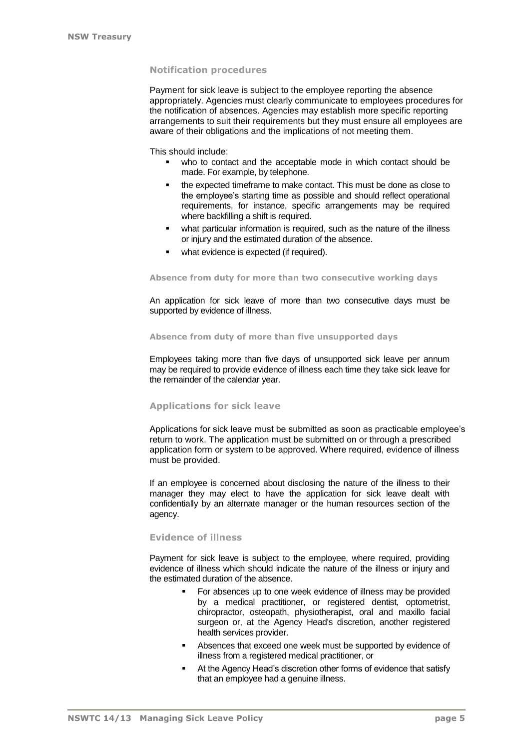### Notification procedures

Payment for sick leave is subject to the employee reporting the absence appropriately. Agencies must clearly communicate to employees procedures for the notification of absences. Agencies may establish more specific reporting arrangements to suit their requirements but they must ensure all employees are aware of their obligations and the implications of not meeting them.

This should include:

- who to contact and the acceptable mode in which contact should be made. For example, by telephone.
- the expected timeframe to make contact. This must be done as close to the employee's starting time as possible and should reflect operational requirements, for instance, specific arrangements may be required where backfilling a shift is required.
- what particular information is required, such as the nature of the illness or injury and the estimated duration of the absence.
- what evidence is expected (if required).

#### Absence from duty for more than two consecutive working days

An application for sick leave of more than two consecutive days must be supported by evidence of illness.

#### Absence from duty of more than five unsupported days

Employees taking more than five days of unsupported sick leave per annum may be required to provide evidence of illness each time they take sick leave for the remainder of the calendar year.

### Applications for sick leave

Applications for sick leave must be submitted as soon as practicable employee's return to work. The application must be submitted on or through a prescribed application form or system to be approved. Where required, evidence of illness must be provided.

If an employee is concerned about disclosing the nature of the illness to their manager they may elect to have the application for sick leave dealt with confidentially by an alternate manager or the human resources section of the agency.

### Evidence of illness

Payment for sick leave is subject to the employee, where required, providing evidence of illness which should indicate the nature of the illness or injury and the estimated duration of the absence.

- For absences up to one week evidence of illness may be provided by a medical practitioner, or registered dentist, optometrist, chiropractor, osteopath, physiotherapist, oral and maxillo facial surgeon or, at the Agency Head's discretion, another registered health services provider.
- Absences that exceed one week must be supported by evidence of illness from a registered medical practitioner, or
- At the Agency Head's discretion other forms of evidence that satisfy that an employee had a genuine illness.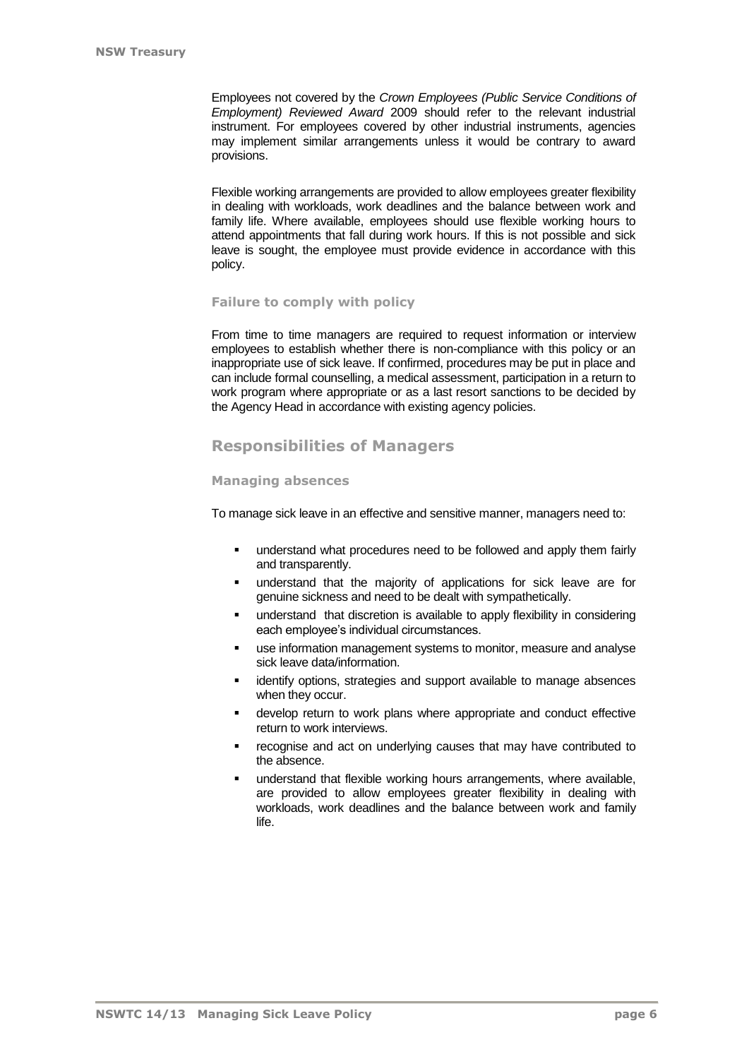Employees not covered by the *Crown Employees (Public Service Conditions of Employment) Reviewed Award* 2009 should refer to the relevant industrial instrument. For employees covered by other industrial instruments, agencies may implement similar arrangements unless it would be contrary to award provisions.

Flexible working arrangements are provided to allow employees greater flexibility in dealing with workloads, work deadlines and the balance between work and family life. Where available, employees should use flexible working hours to attend appointments that fall during work hours. If this is not possible and sick leave is sought, the employee must provide evidence in accordance with this policy.

### Failure to comply with policy

From time to time managers are required to request information or interview employees to establish whether there is non-compliance with this policy or an inappropriate use of sick leave. If confirmed, procedures may be put in place and can include formal counselling, a medical assessment, participation in a return to work program where appropriate or as a last resort sanctions to be decided by the Agency Head in accordance with existing agency policies.

## Responsibilities of Managers

### Managing absences

To manage sick leave in an effective and sensitive manner, managers need to:

- understand what procedures need to be followed and apply them fairly and transparently.
- understand that the majority of applications for sick leave are for genuine sickness and need to be dealt with sympathetically.
- understand that discretion is available to apply flexibility in considering each employee's individual circumstances.
- use information management systems to monitor, measure and analyse sick leave data/information.
- identify options, strategies and support available to manage absences when they occur.
- develop return to work plans where appropriate and conduct effective return to work interviews.
- recognise and act on underlying causes that may have contributed to the absence.
- understand that flexible working hours arrangements, where available, are provided to allow employees greater flexibility in dealing with workloads, work deadlines and the balance between work and family life.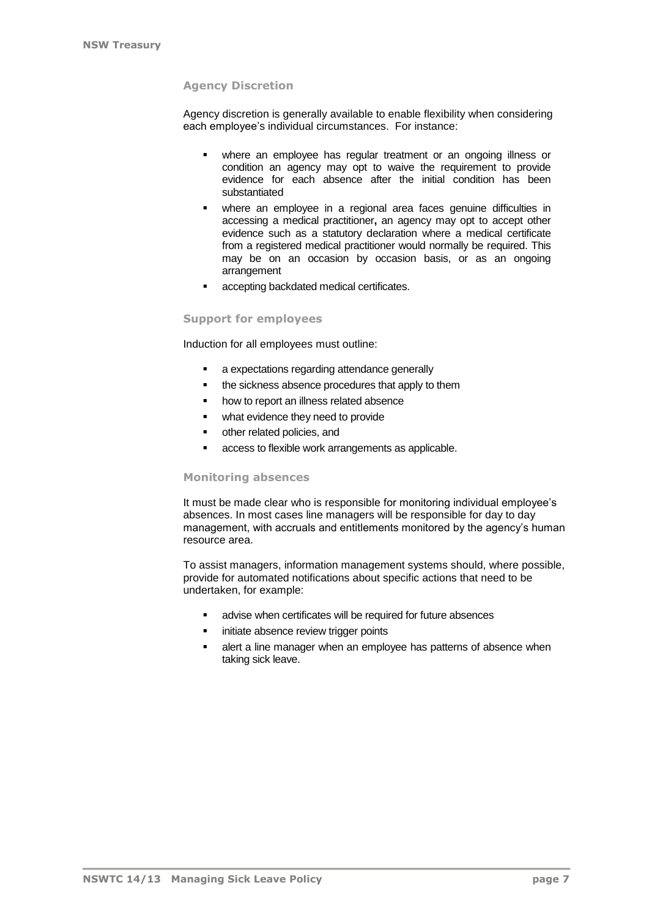### Agency Discretion

Agency discretion is generally available to enable flexibility when considering each employee's individual circumstances. For instance:

- where an employee has regular treatment or an ongoing illness or condition an agency may opt to waive the requirement to provide evidence for each absence after the initial condition has been substantiated
- where an employee in a regional area faces genuine difficulties in accessing a medical practitioner**,** an agency may opt to accept other evidence such as a statutory declaration where a medical certificate from a registered medical practitioner would normally be required. This may be on an occasion by occasion basis, or as an ongoing arrangement
- accepting backdated medical certificates.

### Support for employees

Induction for all employees must outline:

- a expectations regarding attendance generally
- the sickness absence procedures that apply to them
- how to report an illness related absence
- what evidence they need to provide
- other related policies, and
- access to flexible work arrangements as applicable.

### Monitoring absences

It must be made clear who is responsible for monitoring individual employee's absences. In most cases line managers will be responsible for day to day management, with accruals and entitlements monitored by the agency's human resource area.

To assist managers, information management systems should, where possible, provide for automated notifications about specific actions that need to be undertaken, for example:

- advise when certificates will be required for future absences
- initiate absence review trigger points
- alert a line manager when an employee has patterns of absence when taking sick leave.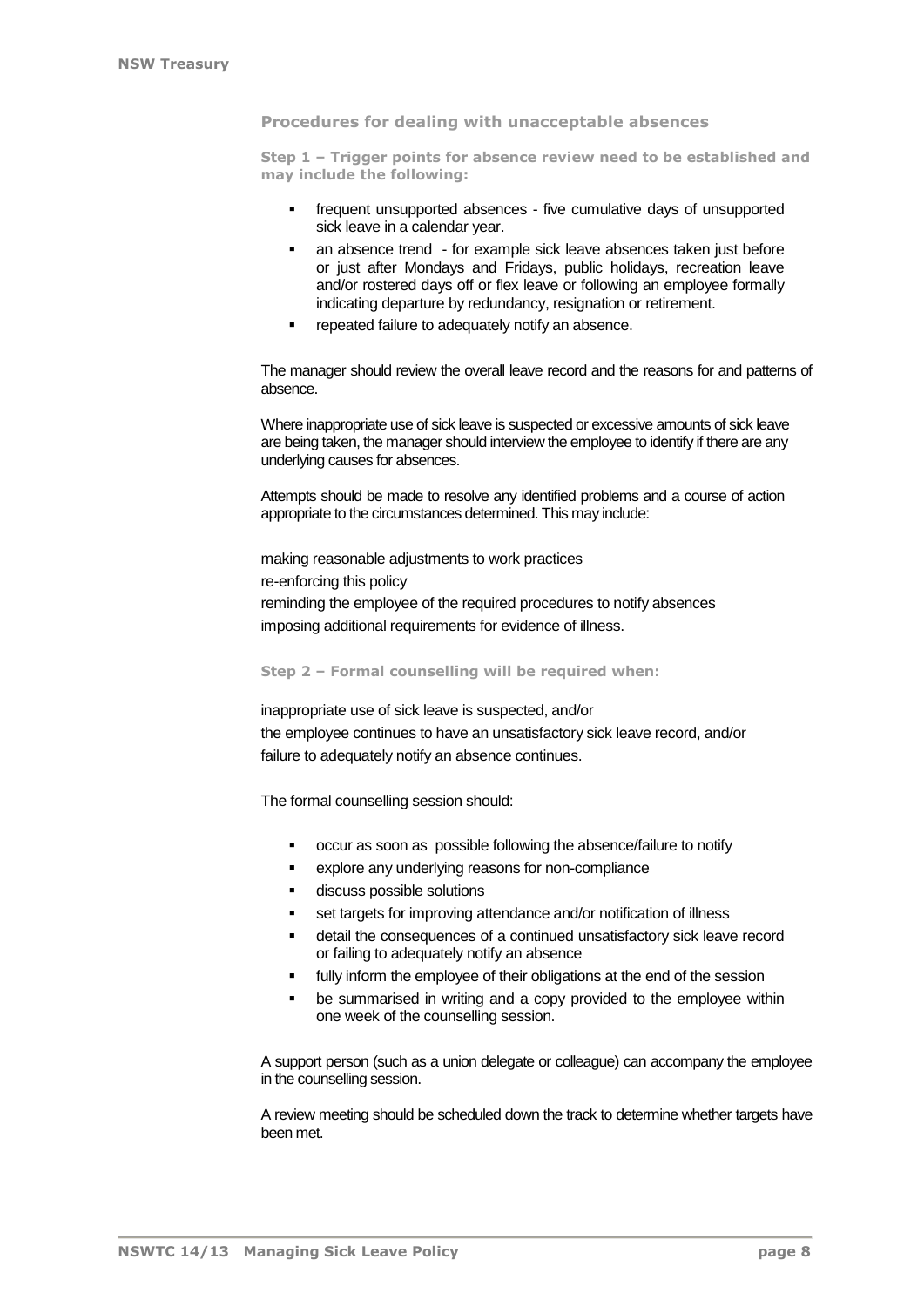### Procedures for dealing with unacceptable absences

#### Step 1 – Trigger points for absence review need to be established and may include the following:

- frequent unsupported absences - five cumulative days of unsupported sick leave in a calendar year.
- an absence trend - for example sick leave absences taken just before or just after Mondays and Fridays, public holidays, recreation leave and/or rostered days off or flex leave or following an employee formally indicating departure by redundancy, resignation or retirement.
- repeated failure to adequately notify an absence.

The manager should review the overall leave record and the reasons for and patterns of absence.

Where inappropriate use of sick leave is suspected or excessive amounts of sick leave are being taken, the manager should interview the employee to identify if there are any underlying causes for absences.

Attempts should be made to resolve any identified problems and a course of action appropriate to the circumstances determined. This may include:

making reasonable adjustments to work practices

re-enforcing this policy

reminding the employee of the required procedures to notify absences

imposing additional requirements for evidence of illness.

#### Step 2 – Formal counselling will be required when:

inappropriate use of sick leave is suspected, and/or

the employee continues to have an unsatisfactory sick leave record, and/or

failure to adequately notify an absence continues.

The formal counselling session should:

- occur as soon as possible following the absence/failure to notify
- explore any underlying reasons for non-compliance
- discuss possible solutions
- set targets for improving attendance and/or notification of illness
- detail the consequences of a continued unsatisfactory sick leave record or failing to adequately notify an absence
- fully inform the employee of their obligations at the end of the session
- be summarised in writing and a copy provided to the employee within one week of the counselling session.

A support person (such as a union delegate or colleague) can accompany the employee in the counselling session.

A review meeting should be scheduled down the track to determine whether targets have been met.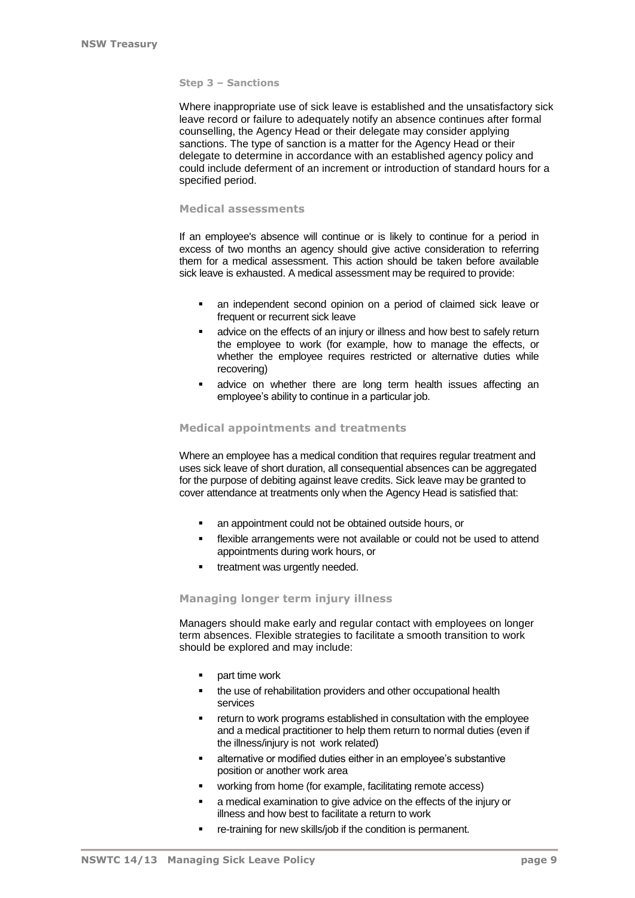#### Step 3 – Sanctions

Where inappropriate use of sick leave is established and the unsatisfactory sick leave record or failure to adequately notify an absence continues after formal counselling, the Agency Head or their delegate may consider applying sanctions. The type of sanction is a matter for the Agency Head or their delegate to determine in accordance with an established agency policy and could include deferment of an increment or introduction of standard hours for a specified period.

### Medical assessments

If an employee's absence will continue or is likely to continue for a period in excess of two months an agency should give active consideration to referring them for a medical assessment. This action should be taken before available sick leave is exhausted. A medical assessment may be required to provide:

- an independent second opinion on a period of claimed sick leave or frequent or recurrent sick leave
- advice on the effects of an injury or illness and how best to safely return the employee to work (for example, how to manage the effects, or whether the employee requires restricted or alternative duties while recovering)
- advice on whether there are long term health issues affecting an employee's ability to continue in a particular job.

### Medical appointments and treatments

Where an employee has a medical condition that requires regular treatment and uses sick leave of short duration, all consequential absences can be aggregated for the purpose of debiting against leave credits. Sick leave may be granted to cover attendance at treatments only when the Agency Head is satisfied that:

- an appointment could not be obtained outside hours, or
- flexible arrangements were not available or could not be used to attend appointments during work hours, or
- treatment was urgently needed.

### Managing longer term injury illness

Managers should make early and regular contact with employees on longer term absences. Flexible strategies to facilitate a smooth transition to work should be explored and may include:

- part time work
- the use of rehabilitation providers and other occupational health services
- return to work programs established in consultation with the employee and a medical practitioner to help them return to normal duties (even if the illness/injury is not work related)
- alternative or modified duties either in an employee's substantive position or another work area
- working from home (for example, facilitating remote access)
- a medical examination to give advice on the effects of the injury or illness and how best to facilitate a return to work
- re-training for new skills/job if the condition is permanent.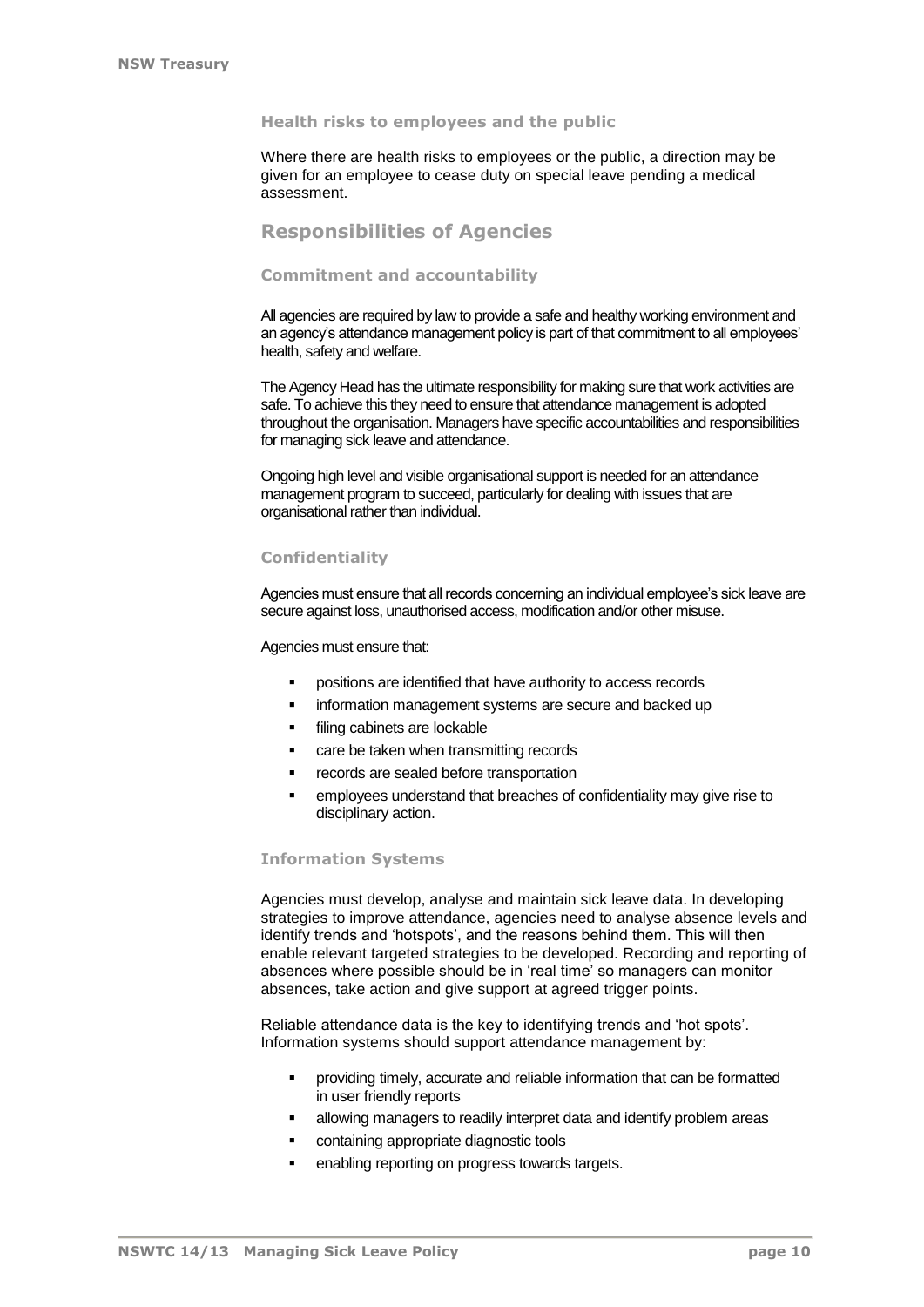### Health risks to employees and the public

Where there are health risks to employees or the public, a direction may be given for an employee to cease duty on special leave pending a medical assessment.

## Responsibilities of Agencies

### Commitment and accountability

All agencies are required by law to provide a safe and healthy working environment and an agency's attendance management policy is part of that commitment to all employees' health, safety and welfare.

The Agency Head has the ultimate responsibility for making sure that work activities are safe. To achieve this they need to ensure that attendance management is adopted throughout the organisation. Managers have specific accountabilities and responsibilities for managing sick leave and attendance.

Ongoing high level and visible organisational support is needed for an attendance management program to succeed, particularly for dealing with issues that are organisational rather than individual.

### Confidentiality

Agencies must ensure that all records concerning an individual employee's sick leave are secure against loss, unauthorised access, modification and/or other misuse.

Agencies must ensure that:

- positions are identified that have authority to access records
- information management systems are secure and backed up
- filing cabinets are lockable
- care be taken when transmitting records
- records are sealed before transportation
- employees understand that breaches of confidentiality may give rise to disciplinary action.

### Information Systems

Agencies must develop, analyse and maintain sick leave data. In developing strategies to improve attendance, agencies need to analyse absence levels and identify trends and 'hotspots', and the reasons behind them. This will then enable relevant targeted strategies to be developed. Recording and reporting of absences where possible should be in 'real time' so managers can monitor absences, take action and give support at agreed trigger points.

Reliable attendance data is the key to identifying trends and 'hot spots'. Information systems should support attendance management by:

- providing timely, accurate and reliable information that can be formatted in user friendly reports
- allowing managers to readily interpret data and identify problem areas
- containing appropriate diagnostic tools
- enabling reporting on progress towards targets.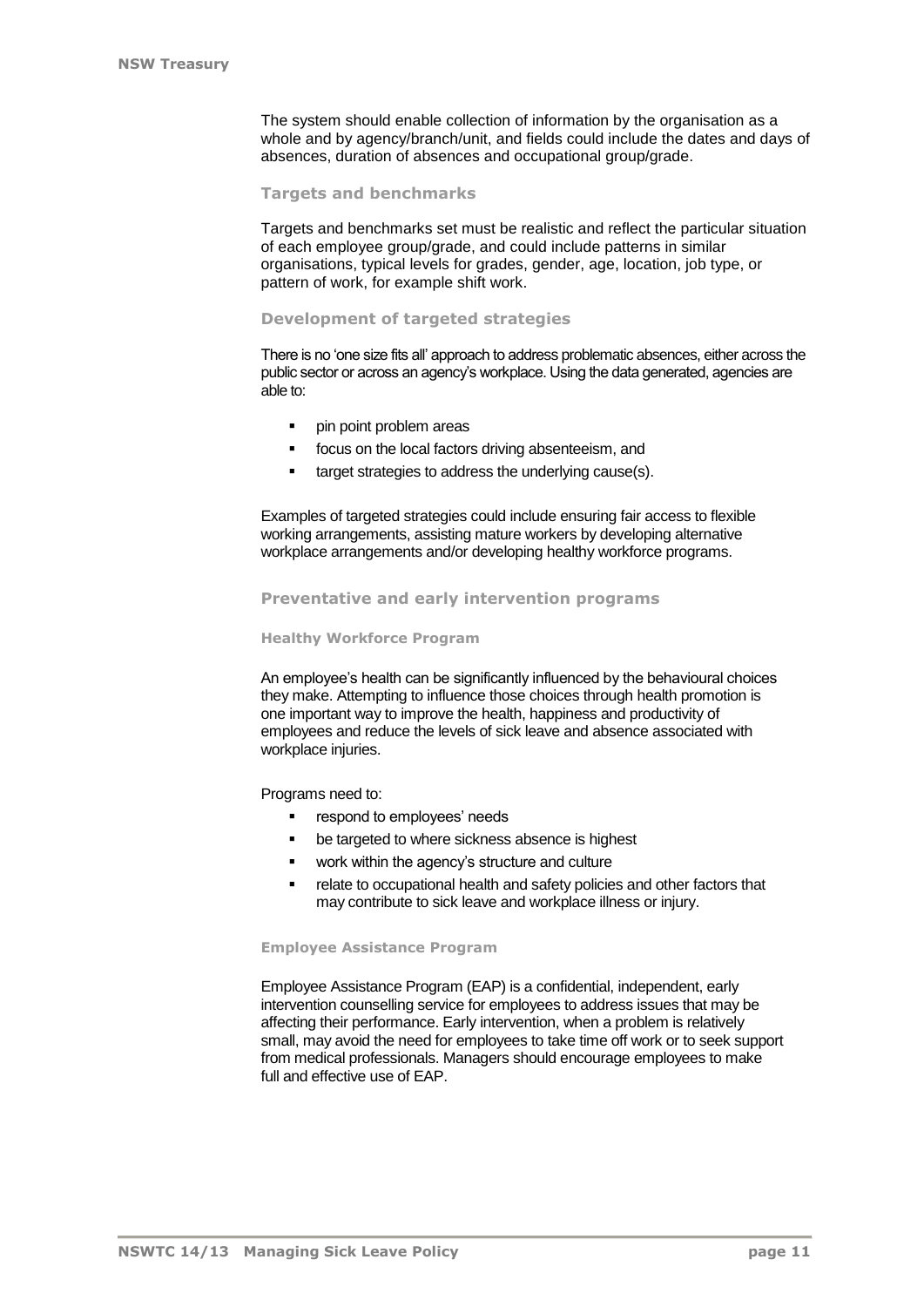The system should enable collection of information by the organisation as a whole and by agency/branch/unit, and fields could include the dates and days of absences, duration of absences and occupational group/grade.

### Targets and benchmarks

Targets and benchmarks set must be realistic and reflect the particular situation of each employee group/grade, and could include patterns in similar organisations, typical levels for grades, gender, age, location, job type, or pattern of work, for example shift work.

### Development of targeted strategies

There is no 'one size fits all' approach to address problematic absences, either across the public sector or across an agency's workplace. Using the data generated, agencies are able to:

- pin point problem areas
- focus on the local factors driving absenteeism, and
- target strategies to address the underlying cause(s).

Examples of targeted strategies could include ensuring fair access to flexible working arrangements, assisting mature workers by developing alternative workplace arrangements and/or developing healthy workforce programs.

### Preventative and early intervention programs

#### Healthy Workforce Program

An employee's health can be significantly influenced by the behavioural choices they make. Attempting to influence those choices through health promotion is one important way to improve the health, happiness and productivity of employees and reduce the levels of sick leave and absence associated with workplace injuries.

Programs need to:

- respond to employees' needs
- be targeted to where sickness absence is highest
- work within the agency's structure and culture
- relate to occupational health and safety policies and other factors that may contribute to sick leave and workplace illness or injury.

#### Employee Assistance Program

Employee Assistance Program (EAP) is a confidential, independent, early intervention counselling service for employees to address issues that may be affecting their performance. Early intervention, when a problem is relatively small, may avoid the need for employees to take time off work or to seek support from medical professionals. Managers should encourage employees to make full and effective use of EAP.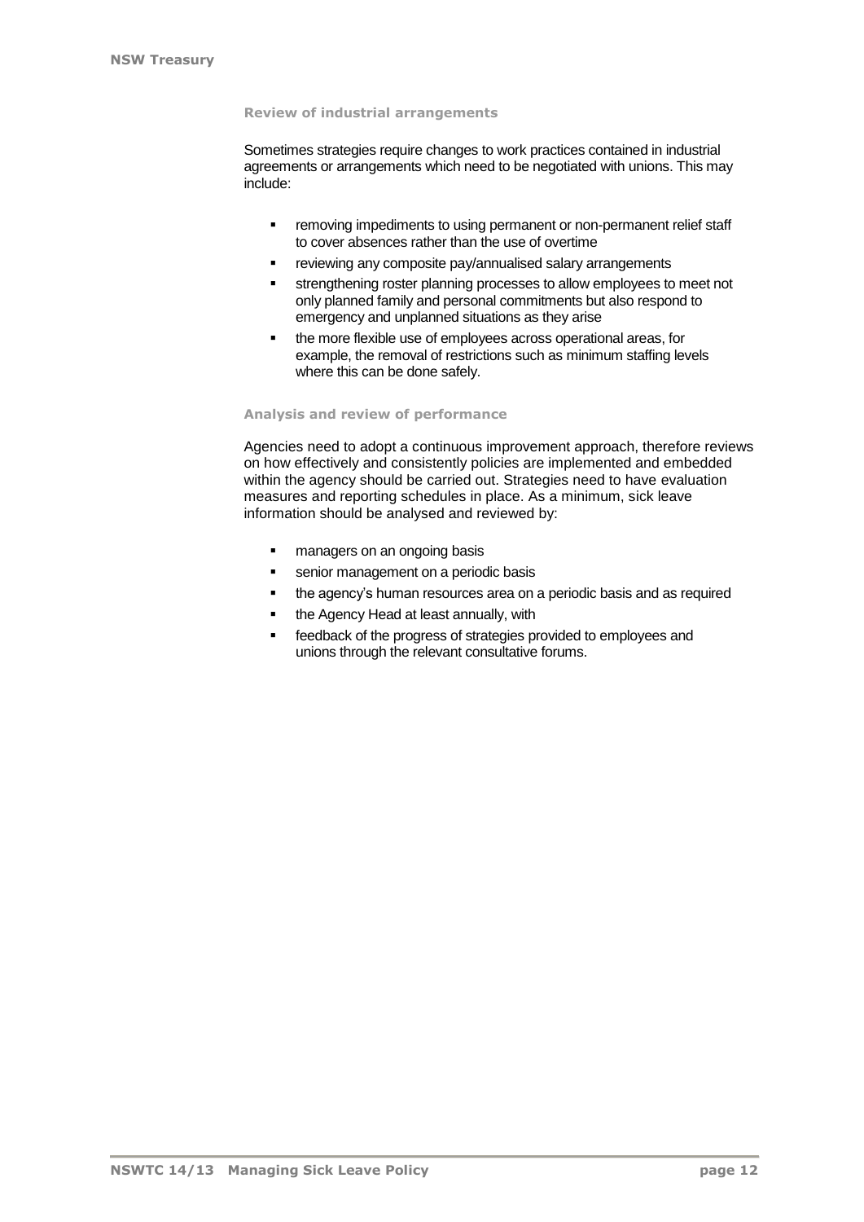### Review of industrial arrangements

Sometimes strategies require changes to work practices contained in industrial agreements or arrangements which need to be negotiated with unions. This may include:

- removing impediments to using permanent or non-permanent relief staff to cover absences rather than the use of overtime
- reviewing any composite pay/annualised salary arrangements
- strengthening roster planning processes to allow employees to meet not only planned family and personal commitments but also respond to emergency and unplanned situations as they arise
- the more flexible use of employees across operational areas, for example, the removal of restrictions such as minimum staffing levels where this can be done safely.

### Analysis and review of performance

Agencies need to adopt a continuous improvement approach, therefore reviews on how effectively and consistently policies are implemented and embedded within the agency should be carried out. Strategies need to have evaluation measures and reporting schedules in place. As a minimum, sick leave information should be analysed and reviewed by:

- managers on an ongoing basis
- senior management on a periodic basis
- the agency's human resources area on a periodic basis and as required
- the Agency Head at least annually, with
- feedback of the progress of strategies provided to employees and unions through the relevant consultative forums.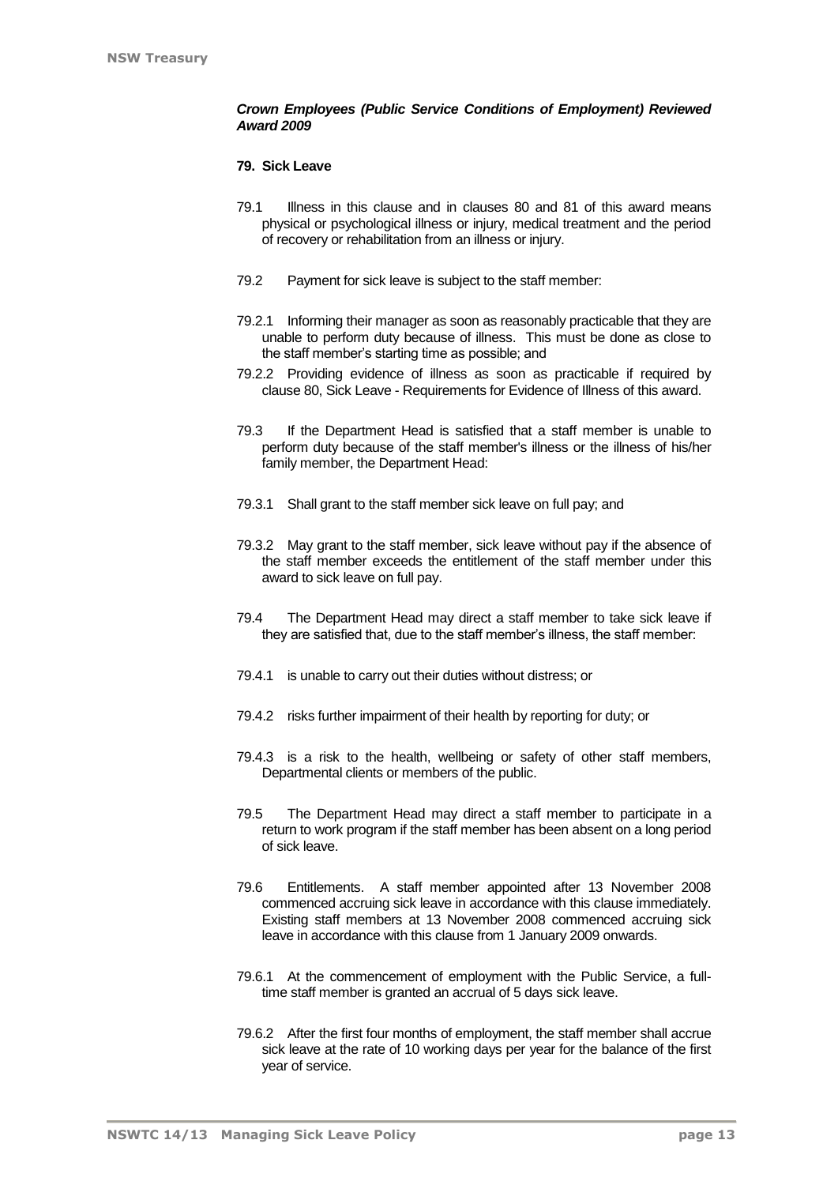***Crown Employees (Public Service Conditions of Employment) Reviewed Award 2009***

**79. Sick Leave**

79.1 Illness in this clause and in clauses 80 and 81 of this award means physical or psychological illness or injury, medical treatment and the period of recovery or rehabilitation from an illness or injury.

79.2 Payment for sick leave is subject to the staff member:

79.2.1 Informing their manager as soon as reasonably practicable that they are unable to perform duty because of illness. This must be done as close to the staff member's starting time as possible; and

79.2.2 Providing evidence of illness as soon as practicable if required by clause 80, Sick Leave - Requirements for Evidence of Illness of this award.

79.3 If the Department Head is satisfied that a staff member is unable to perform duty because of the staff member's illness or the illness of his/her family member, the Department Head:

79.3.1 Shall grant to the staff member sick leave on full pay; and

79.3.2 May grant to the staff member, sick leave without pay if the absence of the staff member exceeds the entitlement of the staff member under this award to sick leave on full pay.

79.4 The Department Head may direct a staff member to take sick leave if they are satisfied that, due to the staff member's illness, the staff member:

79.4.1 is unable to carry out their duties without distress; or

79.4.2 risks further impairment of their health by reporting for duty; or

79.4.3 is a risk to the health, wellbeing or safety of other staff members, Departmental clients or members of the public.

79.5 The Department Head may direct a staff member to participate in a return to work program if the staff member has been absent on a long period of sick leave.

79.6 Entitlements. A staff member appointed after 13 November 2008 commenced accruing sick leave in accordance with this clause immediately. Existing staff members at 13 November 2008 commenced accruing sick leave in accordance with this clause from 1 January 2009 onwards.

79.6.1 At the commencement of employment with the Public Service, a full-time staff member is granted an accrual of 5 days sick leave.

79.6.2 After the first four months of employment, the staff member shall accrue sick leave at the rate of 10 working days per year for the balance of the first year of service.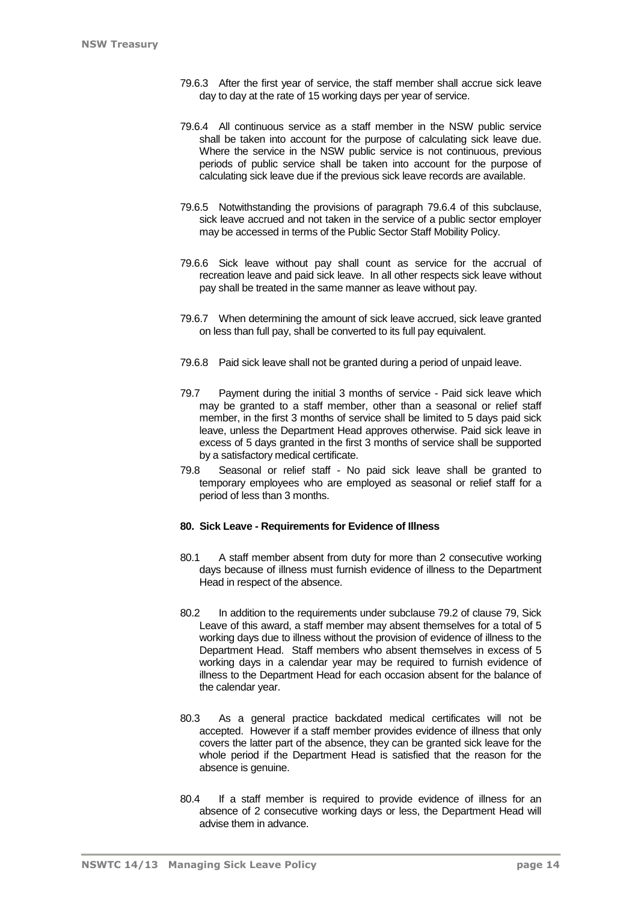79.6.3 After the first year of service, the staff member shall accrue sick leave day to day at the rate of 15 working days per year of service.

79.6.4 All continuous service as a staff member in the NSW public service shall be taken into account for the purpose of calculating sick leave due. Where the service in the NSW public service is not continuous, previous periods of public service shall be taken into account for the purpose of calculating sick leave due if the previous sick leave records are available.

79.6.5 Notwithstanding the provisions of paragraph 79.6.4 of this subclause, sick leave accrued and not taken in the service of a public sector employer may be accessed in terms of the Public Sector Staff Mobility Policy.

79.6.6 Sick leave without pay shall count as service for the accrual of recreation leave and paid sick leave. In all other respects sick leave without pay shall be treated in the same manner as leave without pay.

79.6.7 When determining the amount of sick leave accrued, sick leave granted on less than full pay, shall be converted to its full pay equivalent.

79.6.8 Paid sick leave shall not be granted during a period of unpaid leave.

79.7 Payment during the initial 3 months of service - Paid sick leave which may be granted to a staff member, other than a seasonal or relief staff member, in the first 3 months of service shall be limited to 5 days paid sick leave, unless the Department Head approves otherwise. Paid sick leave in excess of 5 days granted in the first 3 months of service shall be supported by a satisfactory medical certificate.

79.8 Seasonal or relief staff - No paid sick leave shall be granted to temporary employees who are employed as seasonal or relief staff for a period of less than 3 months.

**80. Sick Leave - Requirements for Evidence of Illness**

80.1 A staff member absent from duty for more than 2 consecutive working days because of illness must furnish evidence of illness to the Department Head in respect of the absence.

80.2 In addition to the requirements under subclause 79.2 of clause 79, Sick Leave of this award, a staff member may absent themselves for a total of 5 working days due to illness without the provision of evidence of illness to the Department Head. Staff members who absent themselves in excess of 5 working days in a calendar year may be required to furnish evidence of illness to the Department Head for each occasion absent for the balance of the calendar year.

80.3 As a general practice backdated medical certificates will not be accepted. However if a staff member provides evidence of illness that only covers the latter part of the absence, they can be granted sick leave for the whole period if the Department Head is satisfied that the reason for the absence is genuine.

80.4 If a staff member is required to provide evidence of illness for an absence of 2 consecutive working days or less, the Department Head will advise them in advance.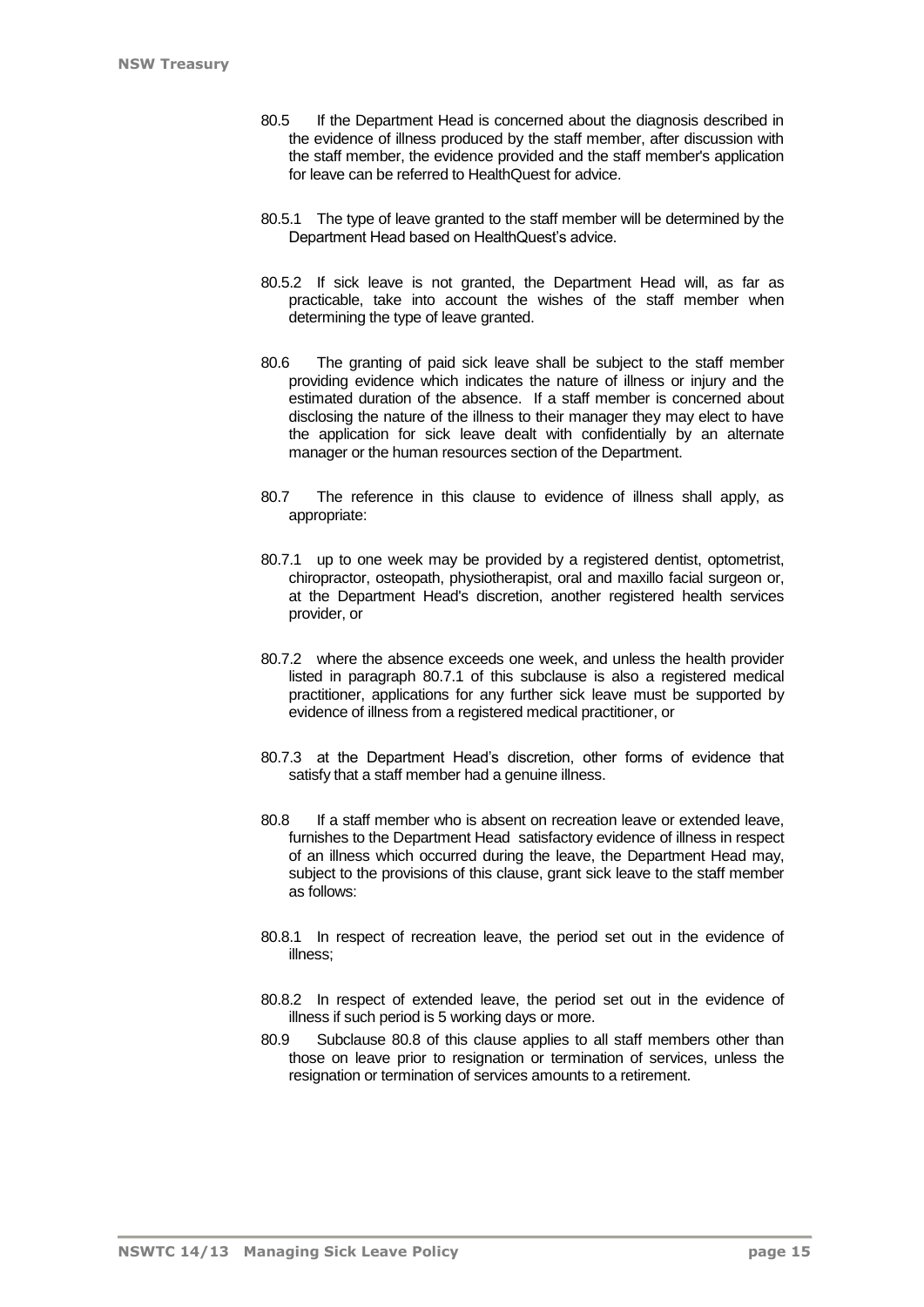80.5 If the Department Head is concerned about the diagnosis described in the evidence of illness produced by the staff member, after discussion with the staff member, the evidence provided and the staff member's application for leave can be referred to HealthQuest for advice.

80.5.1 The type of leave granted to the staff member will be determined by the Department Head based on HealthQuest's advice.

80.5.2 If sick leave is not granted, the Department Head will, as far as practicable, take into account the wishes of the staff member when determining the type of leave granted.

80.6 The granting of paid sick leave shall be subject to the staff member providing evidence which indicates the nature of illness or injury and the estimated duration of the absence. If a staff member is concerned about disclosing the nature of the illness to their manager they may elect to have the application for sick leave dealt with confidentially by an alternate manager or the human resources section of the Department.

80.7 The reference in this clause to evidence of illness shall apply, as appropriate:

80.7.1 up to one week may be provided by a registered dentist, optometrist, chiropractor, osteopath, physiotherapist, oral and maxillo facial surgeon or, at the Department Head's discretion, another registered health services provider, or

80.7.2 where the absence exceeds one week, and unless the health provider listed in paragraph 80.7.1 of this subclause is also a registered medical practitioner, applications for any further sick leave must be supported by evidence of illness from a registered medical practitioner, or

80.7.3 at the Department Head's discretion, other forms of evidence that satisfy that a staff member had a genuine illness.

80.8 If a staff member who is absent on recreation leave or extended leave, furnishes to the Department Head satisfactory evidence of illness in respect of an illness which occurred during the leave, the Department Head may, subject to the provisions of this clause, grant sick leave to the staff member as follows:

80.8.1 In respect of recreation leave, the period set out in the evidence of illness;

80.8.2 In respect of extended leave, the period set out in the evidence of illness if such period is 5 working days or more.

80.9 Subclause 80.8 of this clause applies to all staff members other than those on leave prior to resignation or termination of services, unless the resignation or termination of services amounts to a retirement.